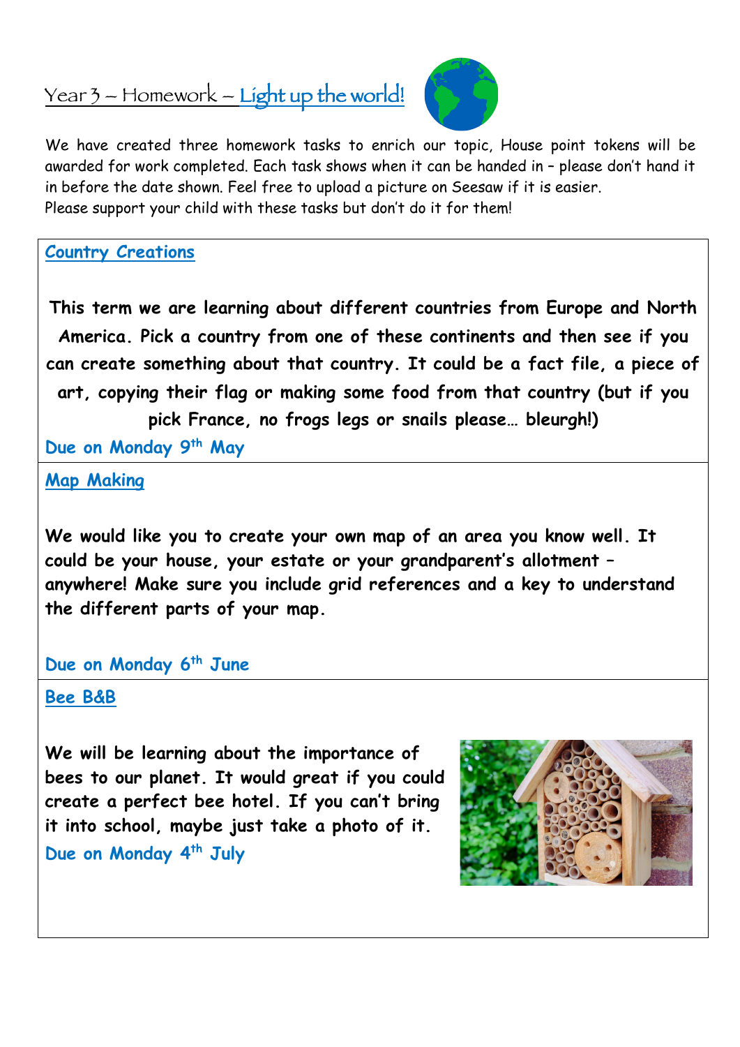# Year 3 – Homework – Light up the world!

We have created three homework tasks to enrich our topic, House point tokens will be awarded for work completed. Each task shows when it can be handed in – please don't hand it in before the date shown. Feel free to upload a picture on Seesaw if it is easier.
Please support your child with these tasks but don't do it for them!

## Country Creations

**This term we are learning about different countries from Europe and North America. Pick a country from one of these continents and then see if you can create something about that country. It could be a fact file, a piece of art, copying their flag or making some food from that country (but if you pick France, no frogs legs or snails please… bleurgh!)**

**Due on Monday 9th May**

## Map Making

**We would like you to create your own map of an area you know well. It could be your house, your estate or your grandparent's allotment – anywhere! Make sure you include grid references and a key to understand the different parts of your map.**

**Due on Monday 6th June**

## Bee B&B

**We will be learning about the importance of bees to our planet. It would great if you could create a perfect bee hotel. If you can't bring it into school, maybe just take a photo of it.**

**Due on Monday 4th July**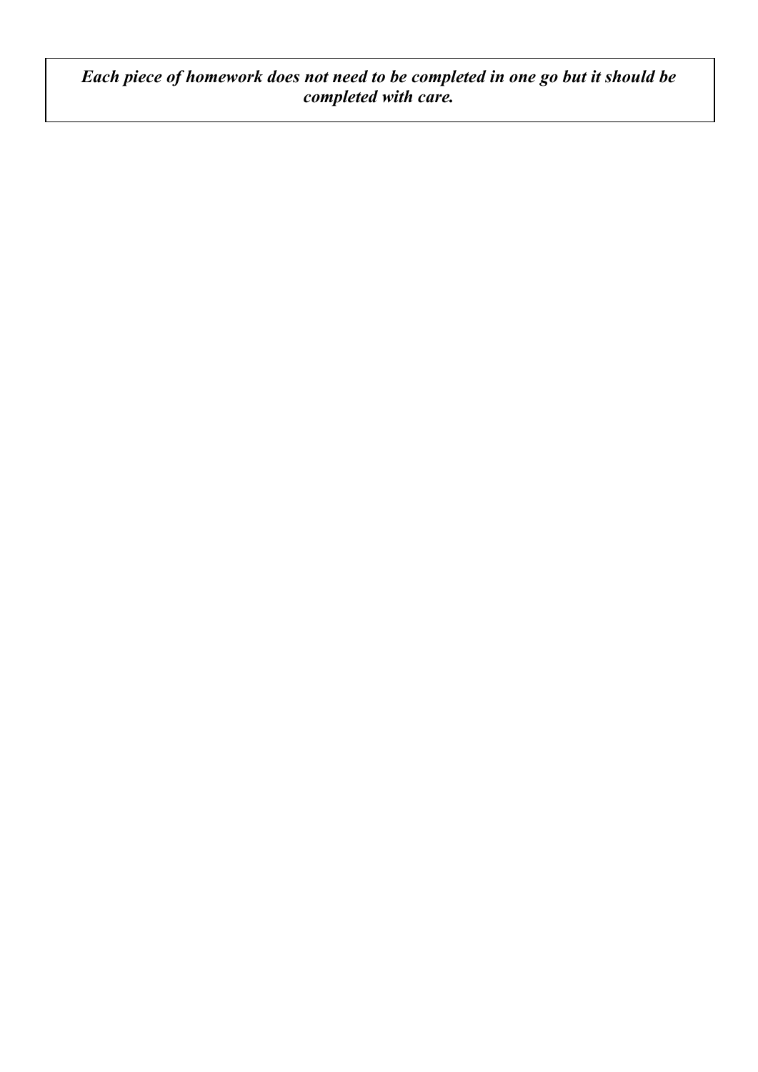***Each piece of homework does not need to be completed in one go but it should be completed with care.***